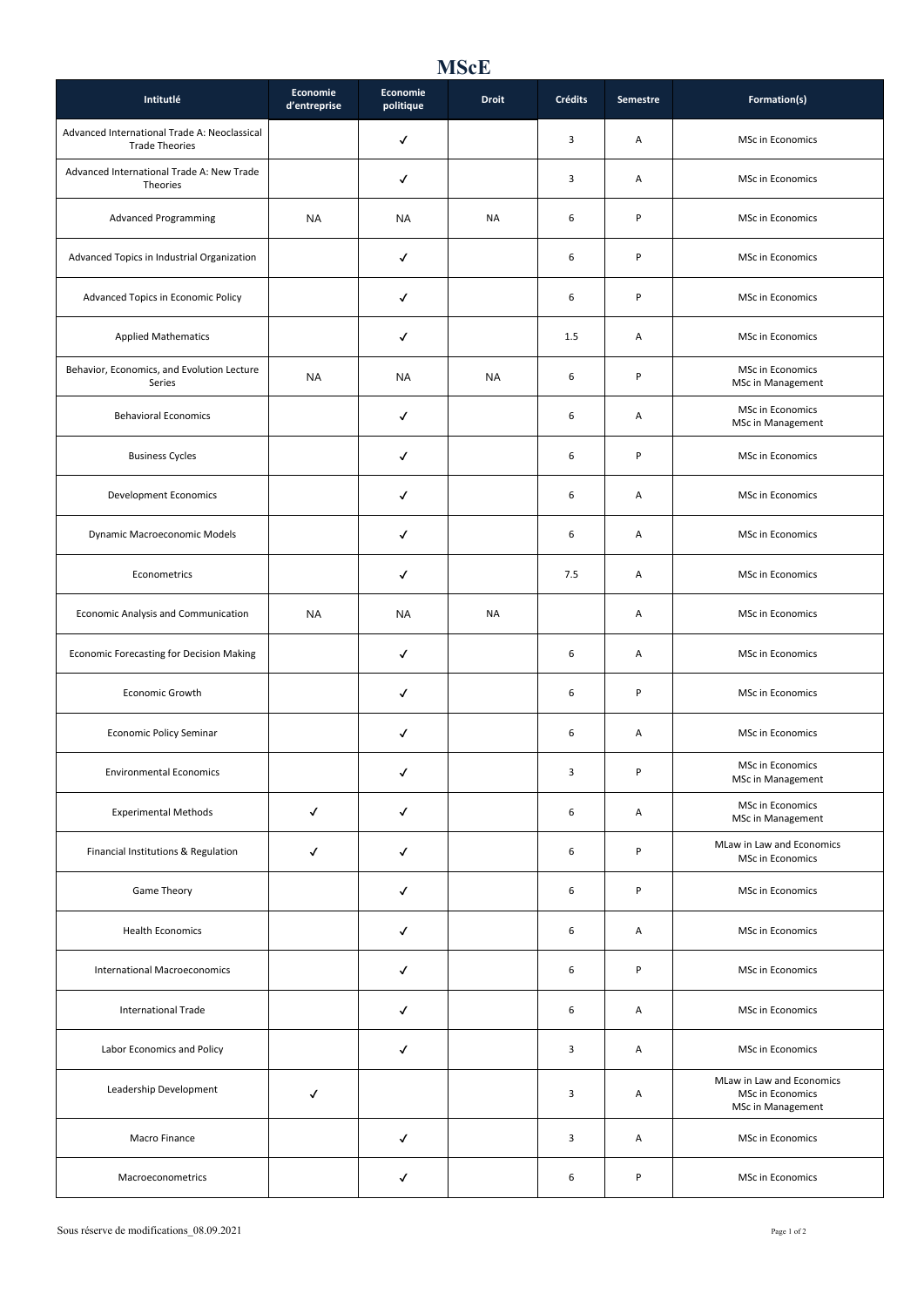# MScE

| Intitulé | Economie d'entreprise | Economie politique | Droit | Crédits | Semestre | Formation(s) |
|---|---|---|---|---|---|---|
| Advanced International Trade A: Neoclassical Trade Theories | | ✓ | | 3 | A | MSc in Economics |
| Advanced International Trade A: New Trade Theories | | ✓ | | 3 | A | MSc in Economics |
| Advanced Programming | NA | NA | NA | 6 | P | MSc in Economics |
| Advanced Topics in Industrial Organization | | ✓ | | 6 | P | MSc in Economics |
| Advanced Topics in Economic Policy | | ✓ | | 6 | P | MSc in Economics |
| Applied Mathematics | | ✓ | | 1.5 | A | MSc in Economics |
| Behavior, Economics, and Evolution Lecture Series | NA | NA | NA | 6 | P | MSc in Economics<br>MSc in Management |
| Behavioral Economics | | ✓ | | 6 | A | MSc in Economics<br>MSc in Management |
| Business Cycles | | ✓ | | 6 | P | MSc in Economics |
| Development Economics | | ✓ | | 6 | A | MSc in Economics |
| Dynamic Macroeconomic Models | | ✓ | | 6 | A | MSc in Economics |
| Econometrics | | ✓ | | 7.5 | A | MSc in Economics |
| Economic Analysis and Communication | NA | NA | NA | | A | MSc in Economics |
| Economic Forecasting for Decision Making | | ✓ | | 6 | A | MSc in Economics |
| Economic Growth | | ✓ | | 6 | P | MSc in Economics |
| Economic Policy Seminar | | ✓ | | 6 | A | MSc in Economics |
| Environmental Economics | | ✓ | | 3 | P | MSc in Economics<br>MSc in Management |
| Experimental Methods | ✓ | ✓ | | 6 | A | MSc in Economics<br>MSc in Management |
| Financial Institutions & Regulation | ✓ | ✓ | | 6 | P | MLaw in Law and Economics<br>MSc in Economics |
| Game Theory | | ✓ | | 6 | P | MSc in Economics |
| Health Economics | | ✓ | | 6 | A | MSc in Economics |
| International Macroeconomics | | ✓ | | 6 | P | MSc in Economics |
| International Trade | | ✓ | | 6 | A | MSc in Economics |
| Labor Economics and Policy | | ✓ | | 3 | A | MSc in Economics |
| Leadership Development | ✓ | | | 3 | A | MLaw in Law and Economics<br>MSc in Economics<br>MSc in Management |
| Macro Finance | | ✓ | | 3 | A | MSc in Economics |
| Macroeconometrics | | ✓ | | 6 | P | MSc in Economics |

Sous réserve de modifications_08.09.2021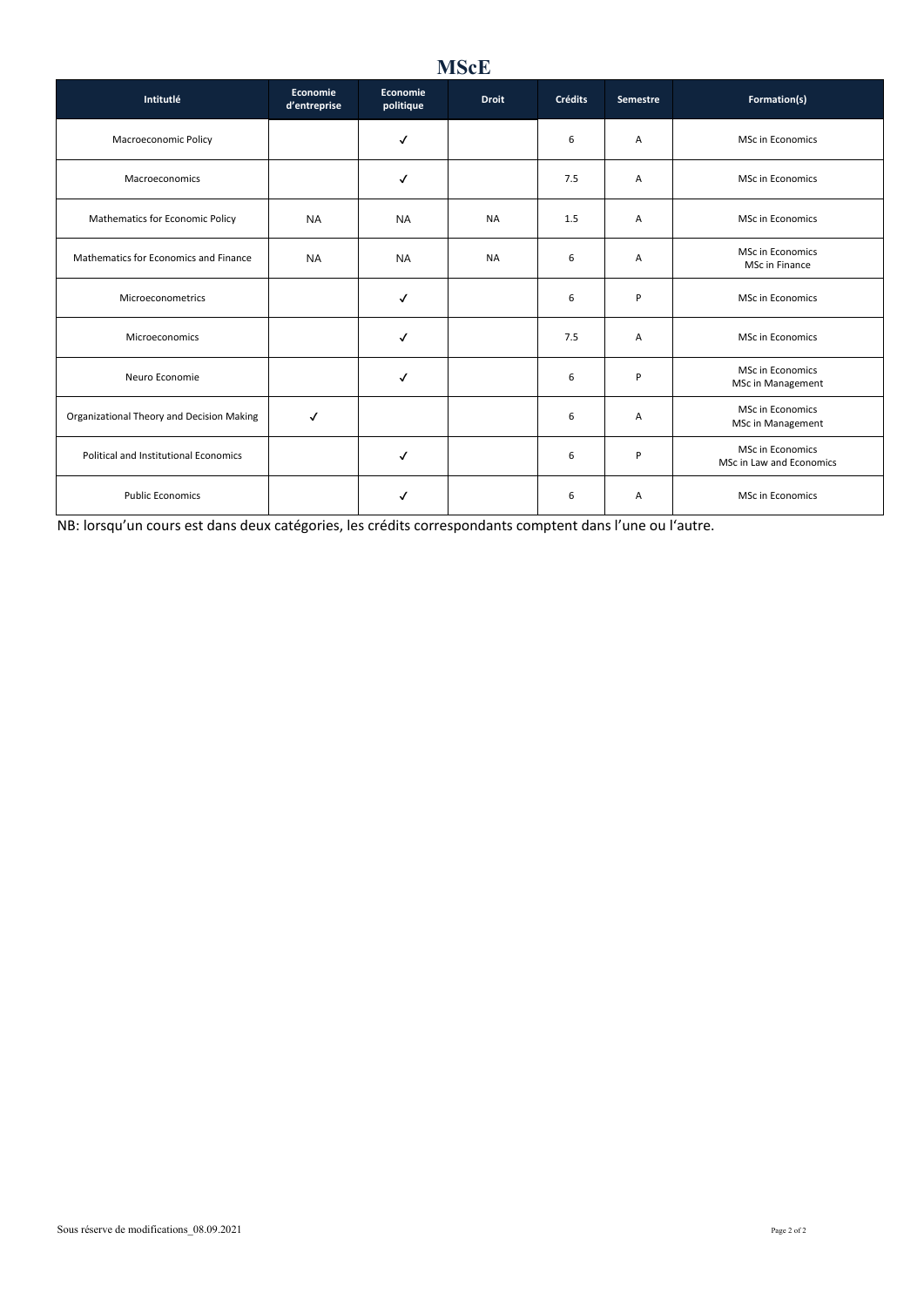# MScE

| Intitutlé | Economie d'entreprise | Economie politique | Droit | Crédits | Semestre | Formation(s) |
|---|---|---|---|---|---|---|
| Macroeconomic Policy | | ✓ | | 6 | A | MSc in Economics |
| Macroeconomics | | ✓ | | 7.5 | A | MSc in Economics |
| Mathematics for Economic Policy | NA | NA | NA | 1.5 | A | MSc in Economics |
| Mathematics for Economics and Finance | NA | NA | NA | 6 | A | MSc in Economics<br>MSc in Finance |
| Microeconometrics | | ✓ | | 6 | P | MSc in Economics |
| Microeconomics | | ✓ | | 7.5 | A | MSc in Economics |
| Neuro Economie | | ✓ | | 6 | P | MSc in Economics<br>MSc in Management |
| Organizational Theory and Decision Making | ✓ | | | 6 | A | MSc in Economics<br>MSc in Management |
| Political and Institutional Economics | | ✓ | | 6 | P | MSc in Economics<br>MSc in Law and Economics |
| Public Economics | | ✓ | | 6 | A | MSc in Economics |

NB: lorsqu'un cours est dans deux catégories, les crédits correspondants comptent dans l'une ou l'autre.

Sous réserve de modifications_08.09.2021